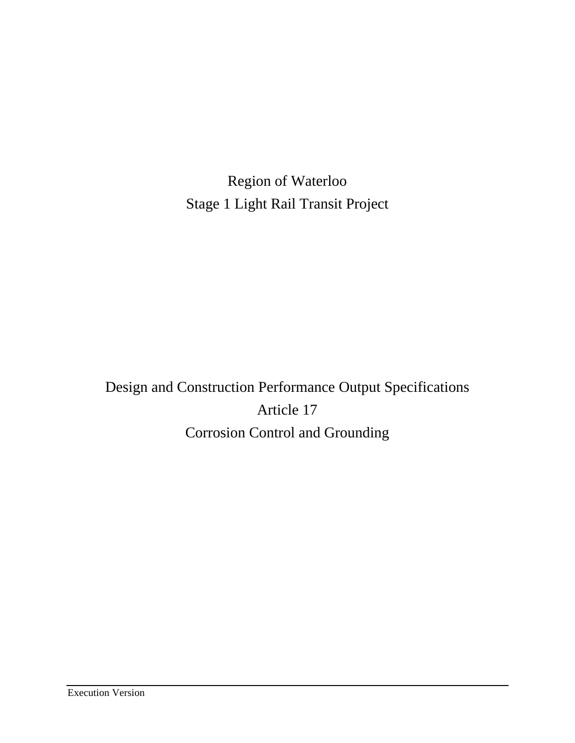Region of Waterloo

Stage 1 Light Rail Transit Project

Design and Construction Performance Output Specifications

Article 17

Corrosion Control and Grounding

Execution Version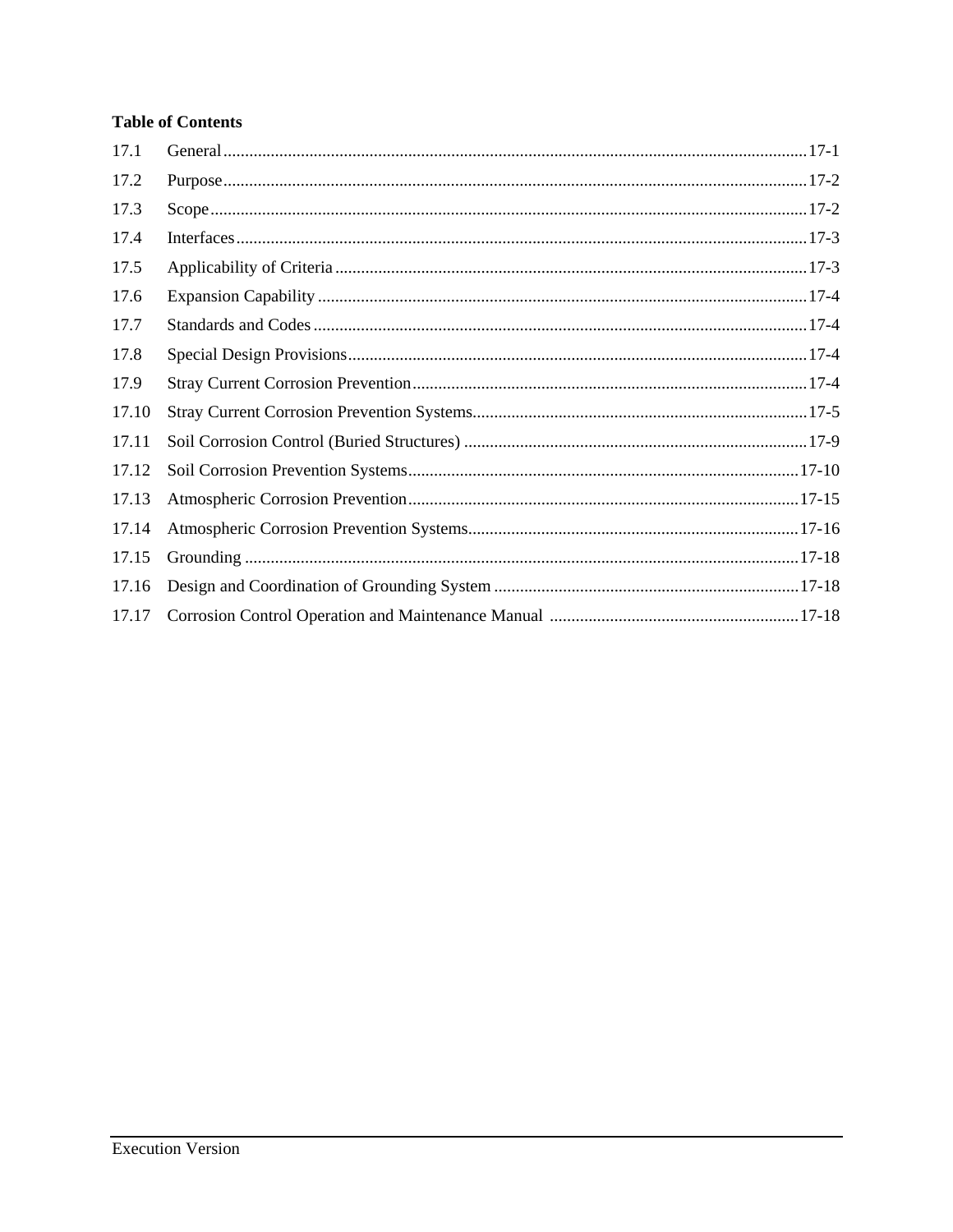**Table of Contents**

| | | |
|---|---|---|
| 17.1 | General | 17-1 |
| 17.2 | Purpose | 17-2 |
| 17.3 | Scope | 17-2 |
| 17.4 | Interfaces | 17-3 |
| 17.5 | Applicability of Criteria | 17-3 |
| 17.6 | Expansion Capability | 17-4 |
| 17.7 | Standards and Codes | 17-4 |
| 17.8 | Special Design Provisions | 17-4 |
| 17.9 | Stray Current Corrosion Prevention | 17-4 |
| 17.10 | Stray Current Corrosion Prevention Systems | 17-5 |
| 17.11 | Soil Corrosion Control (Buried Structures) | 17-9 |
| 17.12 | Soil Corrosion Prevention Systems | 17-10 |
| 17.13 | Atmospheric Corrosion Prevention | 17-15 |
| 17.14 | Atmospheric Corrosion Prevention Systems | 17-16 |
| 17.15 | Grounding | 17-18 |
| 17.16 | Design and Coordination of Grounding System | 17-18 |
| 17.17 | Corrosion Control Operation and Maintenance Manual | 17-18 |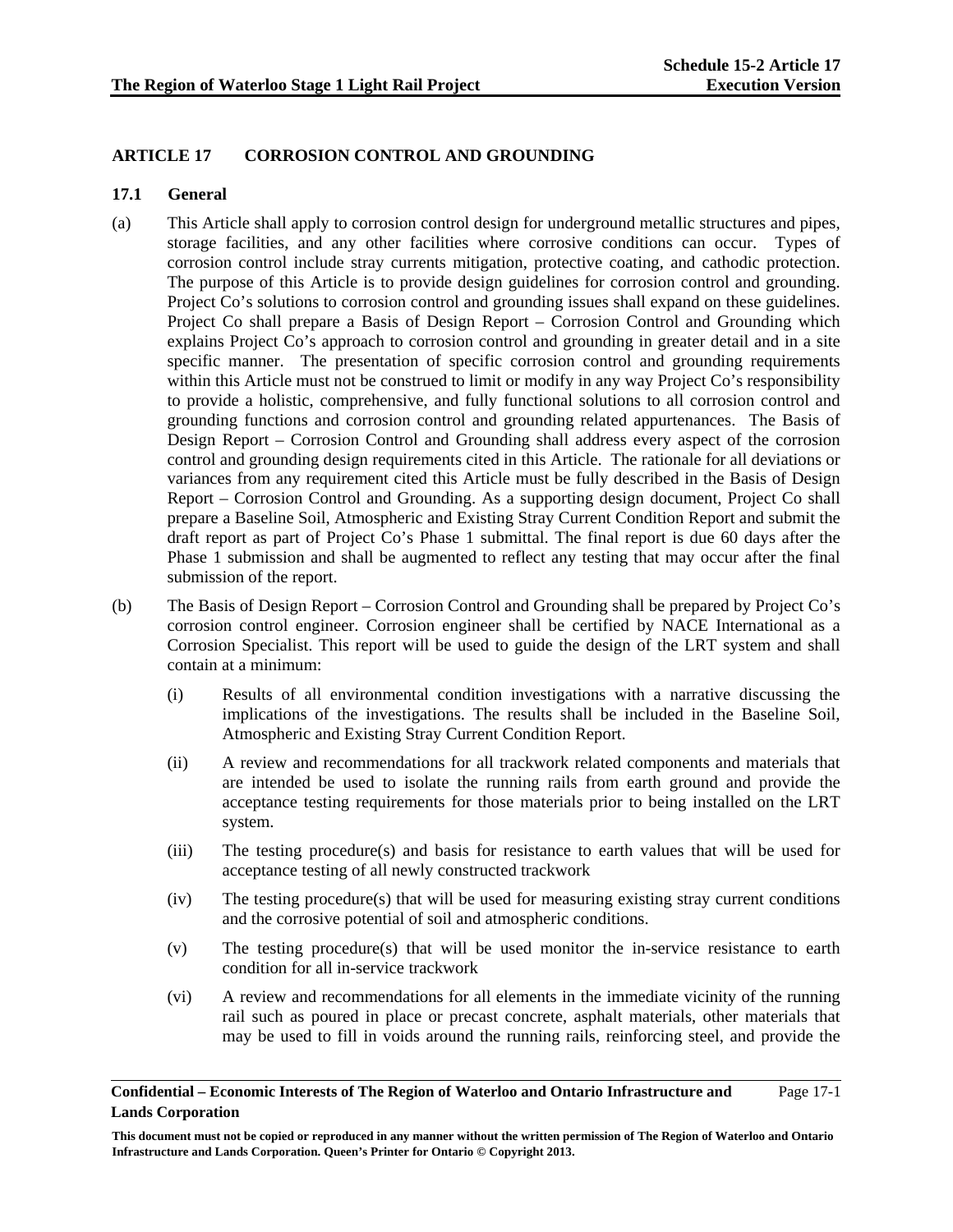## ARTICLE 17 CORROSION CONTROL AND GROUNDING

### 17.1 General

(a) This Article shall apply to corrosion control design for underground metallic structures and pipes, storage facilities, and any other facilities where corrosive conditions can occur. Types of corrosion control include stray currents mitigation, protective coating, and cathodic protection. The purpose of this Article is to provide design guidelines for corrosion control and grounding. Project Co's solutions to corrosion control and grounding issues shall expand on these guidelines. Project Co shall prepare a Basis of Design Report – Corrosion Control and Grounding which explains Project Co's approach to corrosion control and grounding in greater detail and in a site specific manner. The presentation of specific corrosion control and grounding requirements within this Article must not be construed to limit or modify in any way Project Co's responsibility to provide a holistic, comprehensive, and fully functional solutions to all corrosion control and grounding functions and corrosion control and grounding related appurtenances. The Basis of Design Report – Corrosion Control and Grounding shall address every aspect of the corrosion control and grounding design requirements cited in this Article. The rationale for all deviations or variances from any requirement cited this Article must be fully described in the Basis of Design Report – Corrosion Control and Grounding. As a supporting design document, Project Co shall prepare a Baseline Soil, Atmospheric and Existing Stray Current Condition Report and submit the draft report as part of Project Co's Phase 1 submittal. The final report is due 60 days after the Phase 1 submission and shall be augmented to reflect any testing that may occur after the final submission of the report.

(b) The Basis of Design Report – Corrosion Control and Grounding shall be prepared by Project Co's corrosion control engineer. Corrosion engineer shall be certified by NACE International as a Corrosion Specialist. This report will be used to guide the design of the LRT system and shall contain at a minimum:

(i) Results of all environmental condition investigations with a narrative discussing the implications of the investigations. The results shall be included in the Baseline Soil, Atmospheric and Existing Stray Current Condition Report.

(ii) A review and recommendations for all trackwork related components and materials that are intended be used to isolate the running rails from earth ground and provide the acceptance testing requirements for those materials prior to being installed on the LRT system.

(iii) The testing procedure(s) and basis for resistance to earth values that will be used for acceptance testing of all newly constructed trackwork

(iv) The testing procedure(s) that will be used for measuring existing stray current conditions and the corrosive potential of soil and atmospheric conditions.

(v) The testing procedure(s) that will be used monitor the in-service resistance to earth condition for all in-service trackwork

(vi) A review and recommendations for all elements in the immediate vicinity of the running rail such as poured in place or precast concrete, asphalt materials, other materials that may be used to fill in voids around the running rails, reinforcing steel, and provide the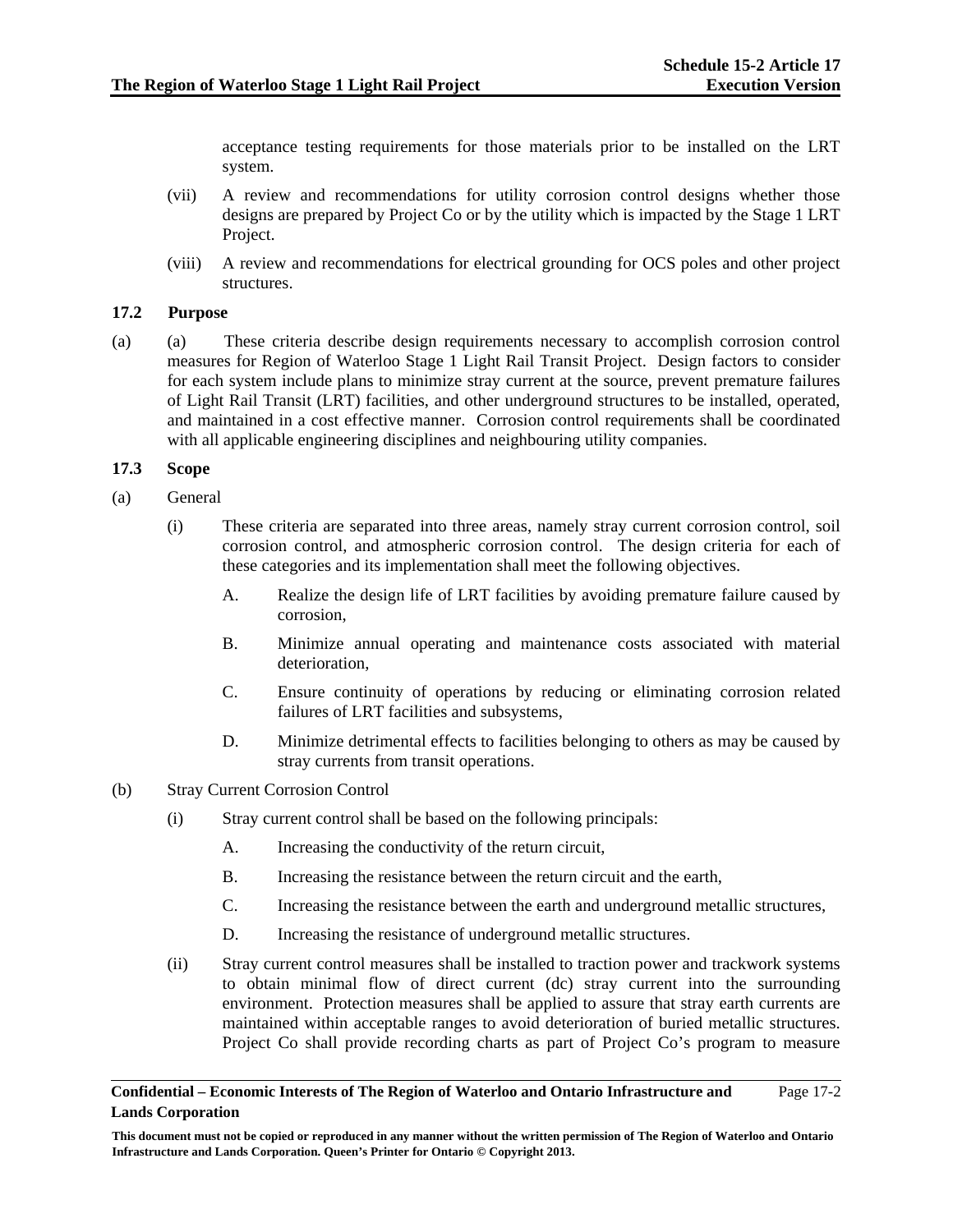acceptance testing requirements for those materials prior to be installed on the LRT system.

(vii) A review and recommendations for utility corrosion control designs whether those designs are prepared by Project Co or by the utility which is impacted by the Stage 1 LRT Project.

(viii) A review and recommendations for electrical grounding for OCS poles and other project structures.

**17.2 Purpose**

(a) (a) These criteria describe design requirements necessary to accomplish corrosion control measures for Region of Waterloo Stage 1 Light Rail Transit Project. Design factors to consider for each system include plans to minimize stray current at the source, prevent premature failures of Light Rail Transit (LRT) facilities, and other underground structures to be installed, operated, and maintained in a cost effective manner. Corrosion control requirements shall be coordinated with all applicable engineering disciplines and neighbouring utility companies.

**17.3 Scope**

(a) General

(i) These criteria are separated into three areas, namely stray current corrosion control, soil corrosion control, and atmospheric corrosion control. The design criteria for each of these categories and its implementation shall meet the following objectives.

A. Realize the design life of LRT facilities by avoiding premature failure caused by corrosion,

B. Minimize annual operating and maintenance costs associated with material deterioration,

C. Ensure continuity of operations by reducing or eliminating corrosion related failures of LRT facilities and subsystems,

D. Minimize detrimental effects to facilities belonging to others as may be caused by stray currents from transit operations.

(b) Stray Current Corrosion Control

(i) Stray current control shall be based on the following principals:

A. Increasing the conductivity of the return circuit,

B. Increasing the resistance between the return circuit and the earth,

C. Increasing the resistance between the earth and underground metallic structures,

D. Increasing the resistance of underground metallic structures.

(ii) Stray current control measures shall be installed to traction power and trackwork systems to obtain minimal flow of direct current (dc) stray current into the surrounding environment. Protection measures shall be applied to assure that stray earth currents are maintained within acceptable ranges to avoid deterioration of buried metallic structures. Project Co shall provide recording charts as part of Project Co's program to measure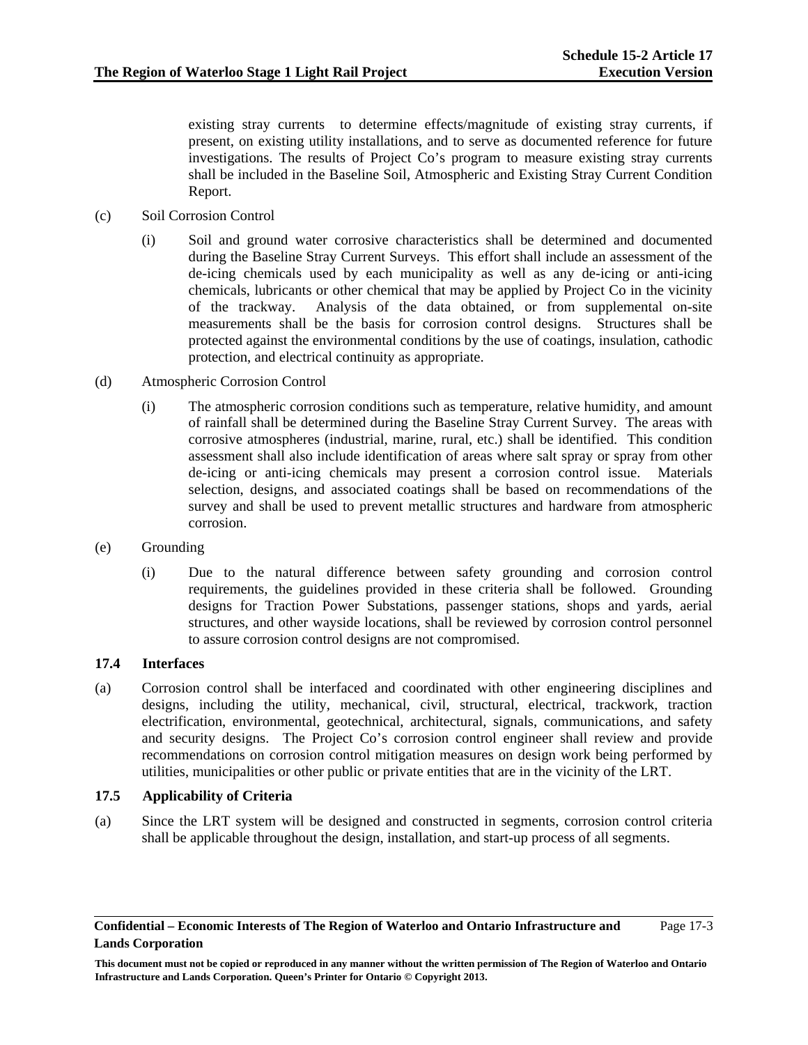existing stray currents to determine effects/magnitude of existing stray currents, if present, on existing utility installations, and to serve as documented reference for future investigations. The results of Project Co's program to measure existing stray currents shall be included in the Baseline Soil, Atmospheric and Existing Stray Current Condition Report.

(c) Soil Corrosion Control

(i) Soil and ground water corrosive characteristics shall be determined and documented during the Baseline Stray Current Surveys. This effort shall include an assessment of the de-icing chemicals used by each municipality as well as any de-icing or anti-icing chemicals, lubricants or other chemical that may be applied by Project Co in the vicinity of the trackway. Analysis of the data obtained, or from supplemental on-site measurements shall be the basis for corrosion control designs. Structures shall be protected against the environmental conditions by the use of coatings, insulation, cathodic protection, and electrical continuity as appropriate.

(d) Atmospheric Corrosion Control

(i) The atmospheric corrosion conditions such as temperature, relative humidity, and amount of rainfall shall be determined during the Baseline Stray Current Survey. The areas with corrosive atmospheres (industrial, marine, rural, etc.) shall be identified. This condition assessment shall also include identification of areas where salt spray or spray from other de-icing or anti-icing chemicals may present a corrosion control issue. Materials selection, designs, and associated coatings shall be based on recommendations of the survey and shall be used to prevent metallic structures and hardware from atmospheric corrosion.

(e) Grounding

(i) Due to the natural difference between safety grounding and corrosion control requirements, the guidelines provided in these criteria shall be followed. Grounding designs for Traction Power Substations, passenger stations, shops and yards, aerial structures, and other wayside locations, shall be reviewed by corrosion control personnel to assure corrosion control designs are not compromised.

### 17.4 Interfaces

(a) Corrosion control shall be interfaced and coordinated with other engineering disciplines and designs, including the utility, mechanical, civil, structural, electrical, trackwork, traction electrification, environmental, geotechnical, architectural, signals, communications, and safety and security designs. The Project Co's corrosion control engineer shall review and provide recommendations on corrosion control mitigation measures on design work being performed by utilities, municipalities or other public or private entities that are in the vicinity of the LRT.

### 17.5 Applicability of Criteria

(a) Since the LRT system will be designed and constructed in segments, corrosion control criteria shall be applicable throughout the design, installation, and start-up process of all segments.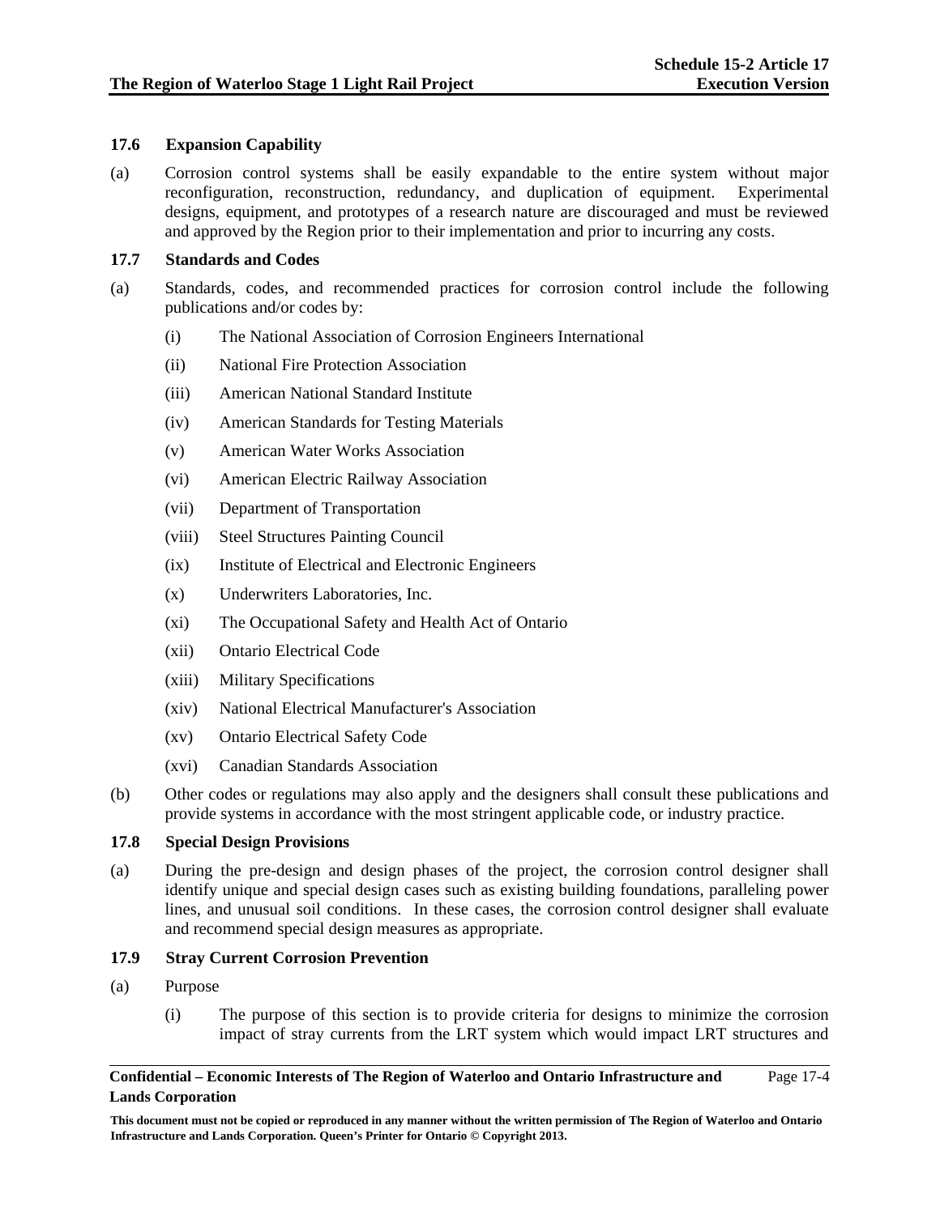### 17.6 Expansion Capability

(a) Corrosion control systems shall be easily expandable to the entire system without major reconfiguration, reconstruction, redundancy, and duplication of equipment. Experimental designs, equipment, and prototypes of a research nature are discouraged and must be reviewed and approved by the Region prior to their implementation and prior to incurring any costs.

### 17.7 Standards and Codes

(a) Standards, codes, and recommended practices for corrosion control include the following publications and/or codes by:

(i) The National Association of Corrosion Engineers International

(ii) National Fire Protection Association

(iii) American National Standard Institute

(iv) American Standards for Testing Materials

(v) American Water Works Association

(vi) American Electric Railway Association

(vii) Department of Transportation

(viii) Steel Structures Painting Council

(ix) Institute of Electrical and Electronic Engineers

(x) Underwriters Laboratories, Inc.

(xi) The Occupational Safety and Health Act of Ontario

(xii) Ontario Electrical Code

(xiii) Military Specifications

(xiv) National Electrical Manufacturer's Association

(xv) Ontario Electrical Safety Code

(xvi) Canadian Standards Association

(b) Other codes or regulations may also apply and the designers shall consult these publications and provide systems in accordance with the most stringent applicable code, or industry practice.

### 17.8 Special Design Provisions

(a) During the pre-design and design phases of the project, the corrosion control designer shall identify unique and special design cases such as existing building foundations, paralleling power lines, and unusual soil conditions. In these cases, the corrosion control designer shall evaluate and recommend special design measures as appropriate.

### 17.9 Stray Current Corrosion Prevention

(a) Purpose

(i) The purpose of this section is to provide criteria for designs to minimize the corrosion impact of stray currents from the LRT system which would impact LRT structures and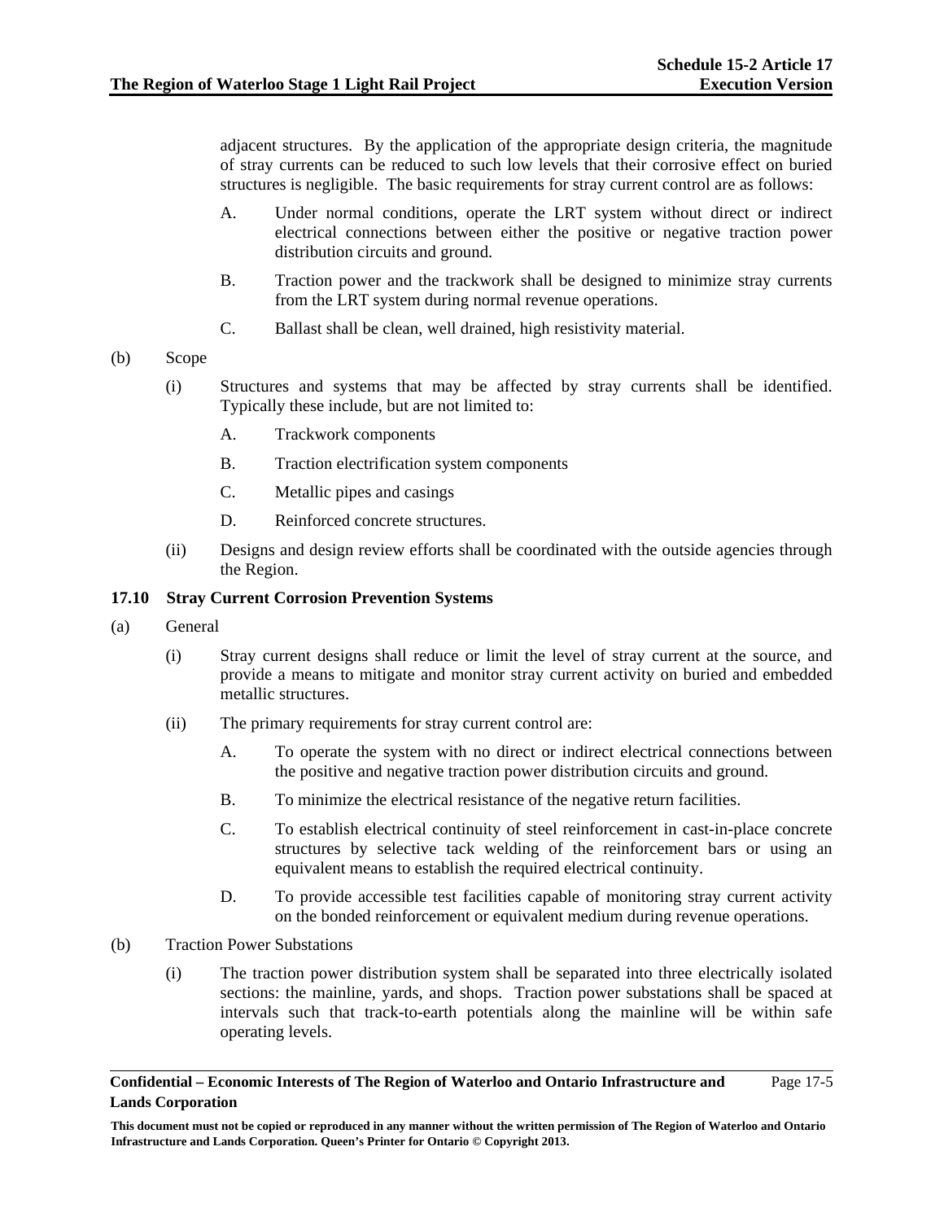adjacent structures. By the application of the appropriate design criteria, the magnitude of stray currents can be reduced to such low levels that their corrosive effect on buried structures is negligible. The basic requirements for stray current control are as follows:

A. Under normal conditions, operate the LRT system without direct or indirect electrical connections between either the positive or negative traction power distribution circuits and ground.

B. Traction power and the trackwork shall be designed to minimize stray currents from the LRT system during normal revenue operations.

C. Ballast shall be clean, well drained, high resistivity material.

(b) Scope

(i) Structures and systems that may be affected by stray currents shall be identified. Typically these include, but are not limited to:

A. Trackwork components

B. Traction electrification system components

C. Metallic pipes and casings

D. Reinforced concrete structures.

(ii) Designs and design review efforts shall be coordinated with the outside agencies through the Region.

### 17.10 Stray Current Corrosion Prevention Systems

(a) General

(i) Stray current designs shall reduce or limit the level of stray current at the source, and provide a means to mitigate and monitor stray current activity on buried and embedded metallic structures.

(ii) The primary requirements for stray current control are:

A. To operate the system with no direct or indirect electrical connections between the positive and negative traction power distribution circuits and ground.

B. To minimize the electrical resistance of the negative return facilities.

C. To establish electrical continuity of steel reinforcement in cast-in-place concrete structures by selective tack welding of the reinforcement bars or using an equivalent means to establish the required electrical continuity.

D. To provide accessible test facilities capable of monitoring stray current activity on the bonded reinforcement or equivalent medium during revenue operations.

(b) Traction Power Substations

(i) The traction power distribution system shall be separated into three electrically isolated sections: the mainline, yards, and shops. Traction power substations shall be spaced at intervals such that track-to-earth potentials along the mainline will be within safe operating levels.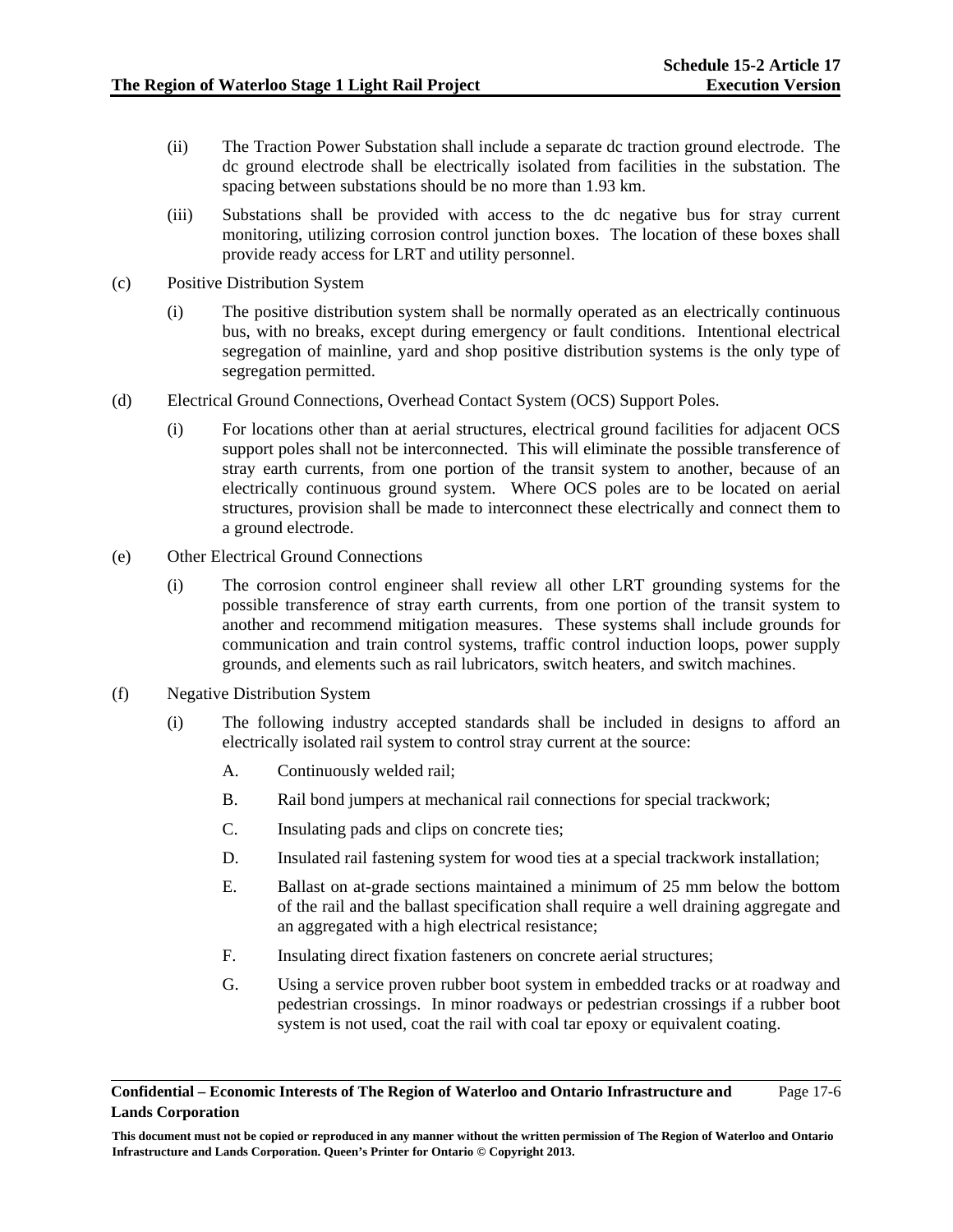(ii) The Traction Power Substation shall include a separate dc traction ground electrode. The dc ground electrode shall be electrically isolated from facilities in the substation. The spacing between substations should be no more than 1.93 km.

(iii) Substations shall be provided with access to the dc negative bus for stray current monitoring, utilizing corrosion control junction boxes. The location of these boxes shall provide ready access for LRT and utility personnel.

(c) Positive Distribution System

(i) The positive distribution system shall be normally operated as an electrically continuous bus, with no breaks, except during emergency or fault conditions. Intentional electrical segregation of mainline, yard and shop positive distribution systems is the only type of segregation permitted.

(d) Electrical Ground Connections, Overhead Contact System (OCS) Support Poles.

(i) For locations other than at aerial structures, electrical ground facilities for adjacent OCS support poles shall not be interconnected. This will eliminate the possible transference of stray earth currents, from one portion of the transit system to another, because of an electrically continuous ground system. Where OCS poles are to be located on aerial structures, provision shall be made to interconnect these electrically and connect them to a ground electrode.

(e) Other Electrical Ground Connections

(i) The corrosion control engineer shall review all other LRT grounding systems for the possible transference of stray earth currents, from one portion of the transit system to another and recommend mitigation measures. These systems shall include grounds for communication and train control systems, traffic control induction loops, power supply grounds, and elements such as rail lubricators, switch heaters, and switch machines.

(f) Negative Distribution System

(i) The following industry accepted standards shall be included in designs to afford an electrically isolated rail system to control stray current at the source:

A. Continuously welded rail;

B. Rail bond jumpers at mechanical rail connections for special trackwork;

C. Insulating pads and clips on concrete ties;

D. Insulated rail fastening system for wood ties at a special trackwork installation;

E. Ballast on at-grade sections maintained a minimum of 25 mm below the bottom of the rail and the ballast specification shall require a well draining aggregate and an aggregated with a high electrical resistance;

F. Insulating direct fixation fasteners on concrete aerial structures;

G. Using a service proven rubber boot system in embedded tracks or at roadway and pedestrian crossings. In minor roadways or pedestrian crossings if a rubber boot system is not used, coat the rail with coal tar epoxy or equivalent coating.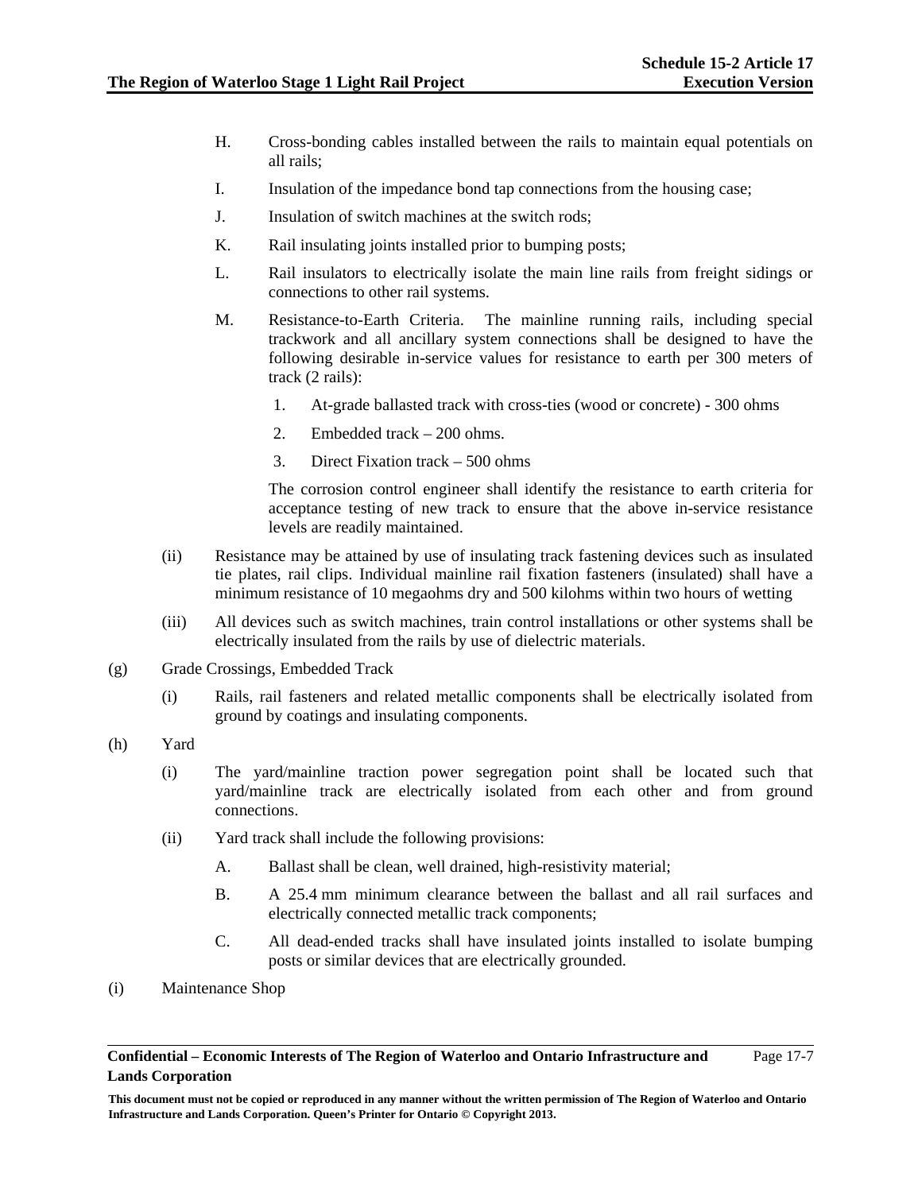H. Cross-bonding cables installed between the rails to maintain equal potentials on all rails;

I. Insulation of the impedance bond tap connections from the housing case;

J. Insulation of switch machines at the switch rods;

K. Rail insulating joints installed prior to bumping posts;

L. Rail insulators to electrically isolate the main line rails from freight sidings or connections to other rail systems.

M. Resistance-to-Earth Criteria. The mainline running rails, including special trackwork and all ancillary system connections shall be designed to have the following desirable in-service values for resistance to earth per 300 meters of track (2 rails):

1. At-grade ballasted track with cross-ties (wood or concrete) - 300 ohms
2. Embedded track – 200 ohms.
3. Direct Fixation track – 500 ohms

The corrosion control engineer shall identify the resistance to earth criteria for acceptance testing of new track to ensure that the above in-service resistance levels are readily maintained.

(ii) Resistance may be attained by use of insulating track fastening devices such as insulated tie plates, rail clips. Individual mainline rail fixation fasteners (insulated) shall have a minimum resistance of 10 megaohms dry and 500 kilohms within two hours of wetting

(iii) All devices such as switch machines, train control installations or other systems shall be electrically insulated from the rails by use of dielectric materials.

(g) Grade Crossings, Embedded Track

(i) Rails, rail fasteners and related metallic components shall be electrically isolated from ground by coatings and insulating components.

(h) Yard

(i) The yard/mainline traction power segregation point shall be located such that yard/mainline track are electrically isolated from each other and from ground connections.

(ii) Yard track shall include the following provisions:

A. Ballast shall be clean, well drained, high-resistivity material;

B. A 25.4 mm minimum clearance between the ballast and all rail surfaces and electrically connected metallic track components;

C. All dead-ended tracks shall have insulated joints installed to isolate bumping posts or similar devices that are electrically grounded.

(i) Maintenance Shop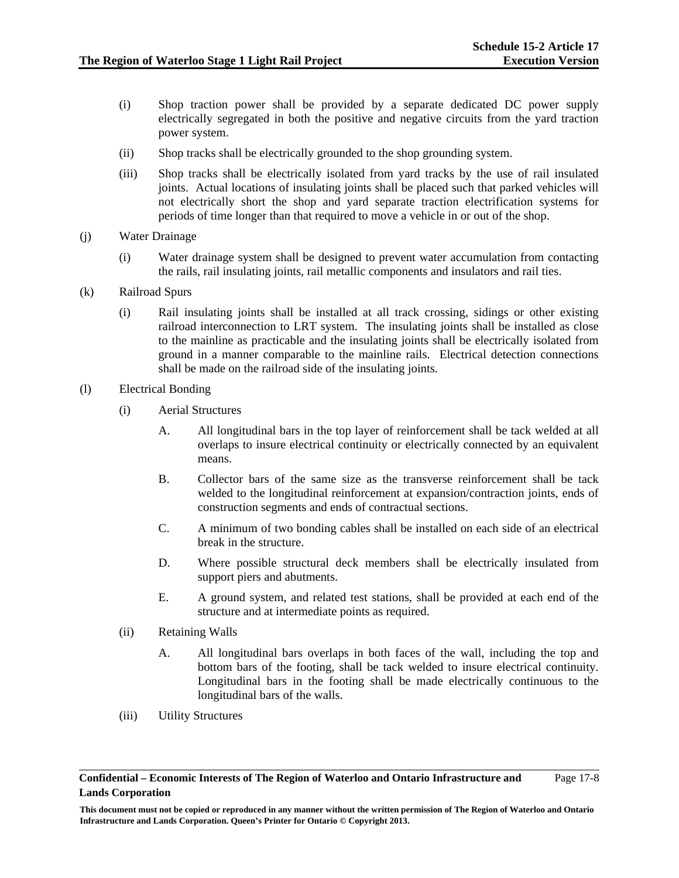(i) Shop traction power shall be provided by a separate dedicated DC power supply electrically segregated in both the positive and negative circuits from the yard traction power system.

(ii) Shop tracks shall be electrically grounded to the shop grounding system.

(iii) Shop tracks shall be electrically isolated from yard tracks by the use of rail insulated joints. Actual locations of insulating joints shall be placed such that parked vehicles will not electrically short the shop and yard separate traction electrification systems for periods of time longer than that required to move a vehicle in or out of the shop.

(j) Water Drainage

(i) Water drainage system shall be designed to prevent water accumulation from contacting the rails, rail insulating joints, rail metallic components and insulators and rail ties.

(k) Railroad Spurs

(i) Rail insulating joints shall be installed at all track crossing, sidings or other existing railroad interconnection to LRT system. The insulating joints shall be installed as close to the mainline as practicable and the insulating joints shall be electrically isolated from ground in a manner comparable to the mainline rails. Electrical detection connections shall be made on the railroad side of the insulating joints.

(l) Electrical Bonding

(i) Aerial Structures

A. All longitudinal bars in the top layer of reinforcement shall be tack welded at all overlaps to insure electrical continuity or electrically connected by an equivalent means.

B. Collector bars of the same size as the transverse reinforcement shall be tack welded to the longitudinal reinforcement at expansion/contraction joints, ends of construction segments and ends of contractual sections.

C. A minimum of two bonding cables shall be installed on each side of an electrical break in the structure.

D. Where possible structural deck members shall be electrically insulated from support piers and abutments.

E. A ground system, and related test stations, shall be provided at each end of the structure and at intermediate points as required.

(ii) Retaining Walls

A. All longitudinal bars overlaps in both faces of the wall, including the top and bottom bars of the footing, shall be tack welded to insure electrical continuity. Longitudinal bars in the footing shall be made electrically continuous to the longitudinal bars of the walls.

(iii) Utility Structures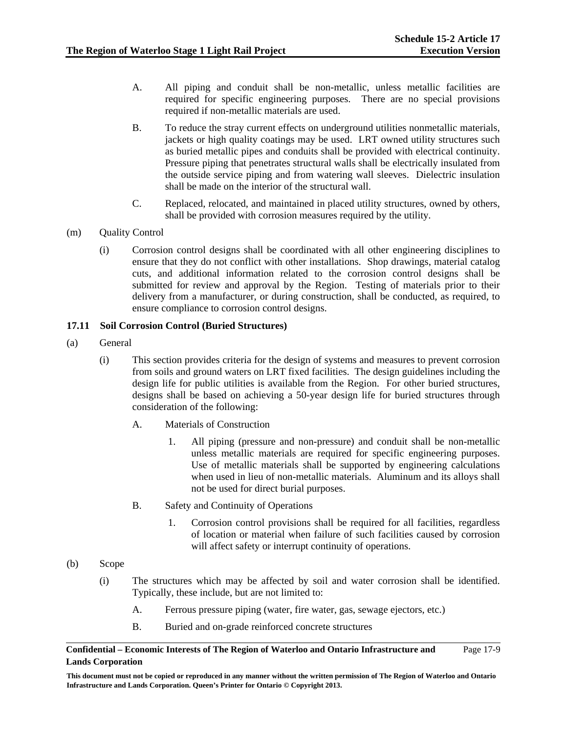A. All piping and conduit shall be non-metallic, unless metallic facilities are required for specific engineering purposes. There are no special provisions required if non-metallic materials are used.

B. To reduce the stray current effects on underground utilities nonmetallic materials, jackets or high quality coatings may be used. LRT owned utility structures such as buried metallic pipes and conduits shall be provided with electrical continuity. Pressure piping that penetrates structural walls shall be electrically insulated from the outside service piping and from watering wall sleeves. Dielectric insulation shall be made on the interior of the structural wall.

C. Replaced, relocated, and maintained in placed utility structures, owned by others, shall be provided with corrosion measures required by the utility.

(m) Quality Control

(i) Corrosion control designs shall be coordinated with all other engineering disciplines to ensure that they do not conflict with other installations. Shop drawings, material catalog cuts, and additional information related to the corrosion control designs shall be submitted for review and approval by the Region. Testing of materials prior to their delivery from a manufacturer, or during construction, shall be conducted, as required, to ensure compliance to corrosion control designs.

### 17.11 Soil Corrosion Control (Buried Structures)

(a) General

(i) This section provides criteria for the design of systems and measures to prevent corrosion from soils and ground waters on LRT fixed facilities. The design guidelines including the design life for public utilities is available from the Region. For other buried structures, designs shall be based on achieving a 50-year design life for buried structures through consideration of the following:

A. Materials of Construction

1. All piping (pressure and non-pressure) and conduit shall be non-metallic unless metallic materials are required for specific engineering purposes. Use of metallic materials shall be supported by engineering calculations when used in lieu of non-metallic materials. Aluminum and its alloys shall not be used for direct burial purposes.

B. Safety and Continuity of Operations

1. Corrosion control provisions shall be required for all facilities, regardless of location or material when failure of such facilities caused by corrosion will affect safety or interrupt continuity of operations.

(b) Scope

(i) The structures which may be affected by soil and water corrosion shall be identified. Typically, these include, but are not limited to:

A. Ferrous pressure piping (water, fire water, gas, sewage ejectors, etc.)

B. Buried and on-grade reinforced concrete structures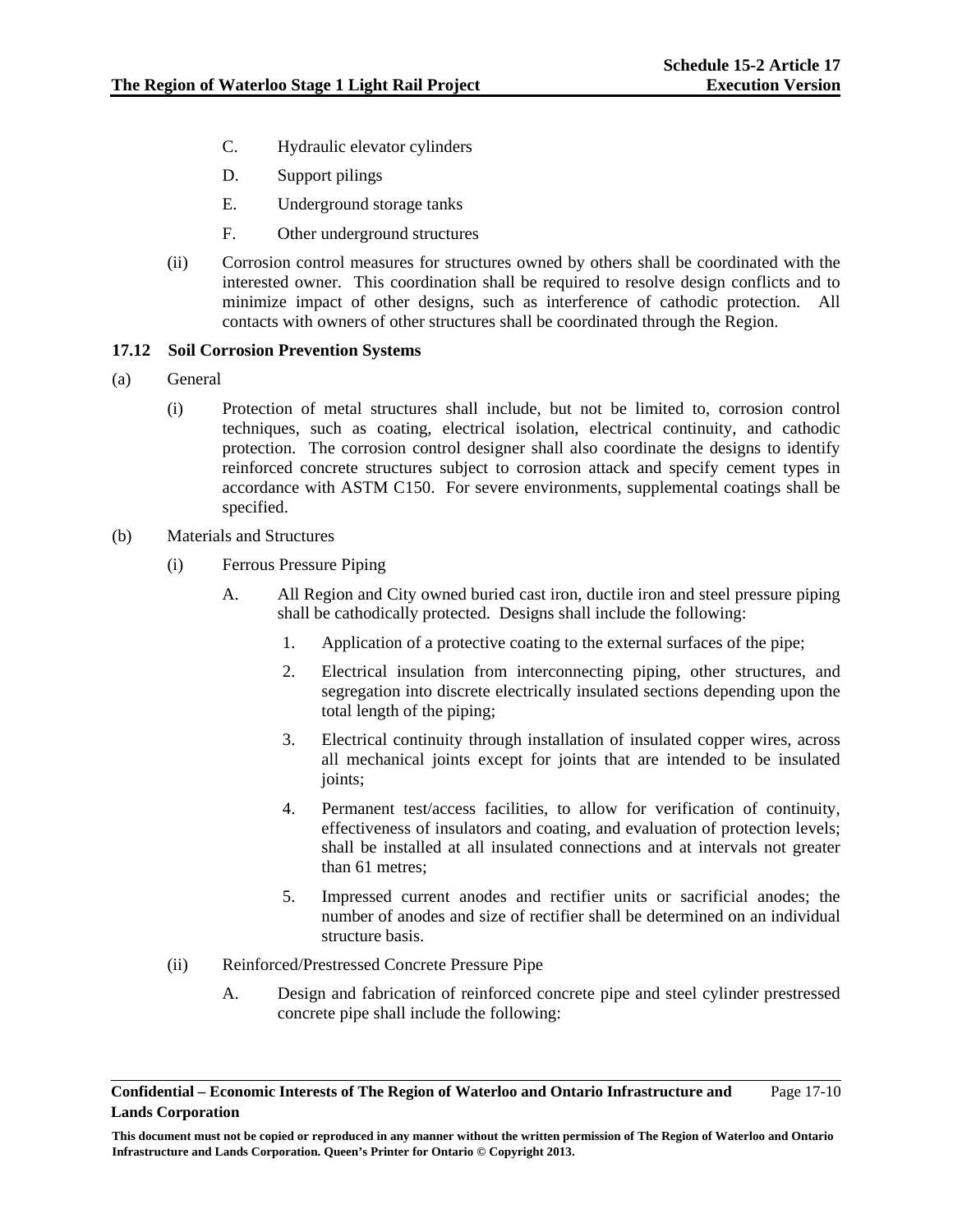C. Hydraulic elevator cylinders

D. Support pilings

E. Underground storage tanks

F. Other underground structures

(ii) Corrosion control measures for structures owned by others shall be coordinated with the interested owner. This coordination shall be required to resolve design conflicts and to minimize impact of other designs, such as interference of cathodic protection. All contacts with owners of other structures shall be coordinated through the Region.

### 17.12 Soil Corrosion Prevention Systems

(a) General

(i) Protection of metal structures shall include, but not be limited to, corrosion control techniques, such as coating, electrical isolation, electrical continuity, and cathodic protection. The corrosion control designer shall also coordinate the designs to identify reinforced concrete structures subject to corrosion attack and specify cement types in accordance with ASTM C150. For severe environments, supplemental coatings shall be specified.

(b) Materials and Structures

(i) Ferrous Pressure Piping

A. All Region and City owned buried cast iron, ductile iron and steel pressure piping shall be cathodically protected. Designs shall include the following:

1. Application of a protective coating to the external surfaces of the pipe;

2. Electrical insulation from interconnecting piping, other structures, and segregation into discrete electrically insulated sections depending upon the total length of the piping;

3. Electrical continuity through installation of insulated copper wires, across all mechanical joints except for joints that are intended to be insulated joints;

4. Permanent test/access facilities, to allow for verification of continuity, effectiveness of insulators and coating, and evaluation of protection levels; shall be installed at all insulated connections and at intervals not greater than 61 metres;

5. Impressed current anodes and rectifier units or sacrificial anodes; the number of anodes and size of rectifier shall be determined on an individual structure basis.

(ii) Reinforced/Prestressed Concrete Pressure Pipe

A. Design and fabrication of reinforced concrete pipe and steel cylinder prestressed concrete pipe shall include the following: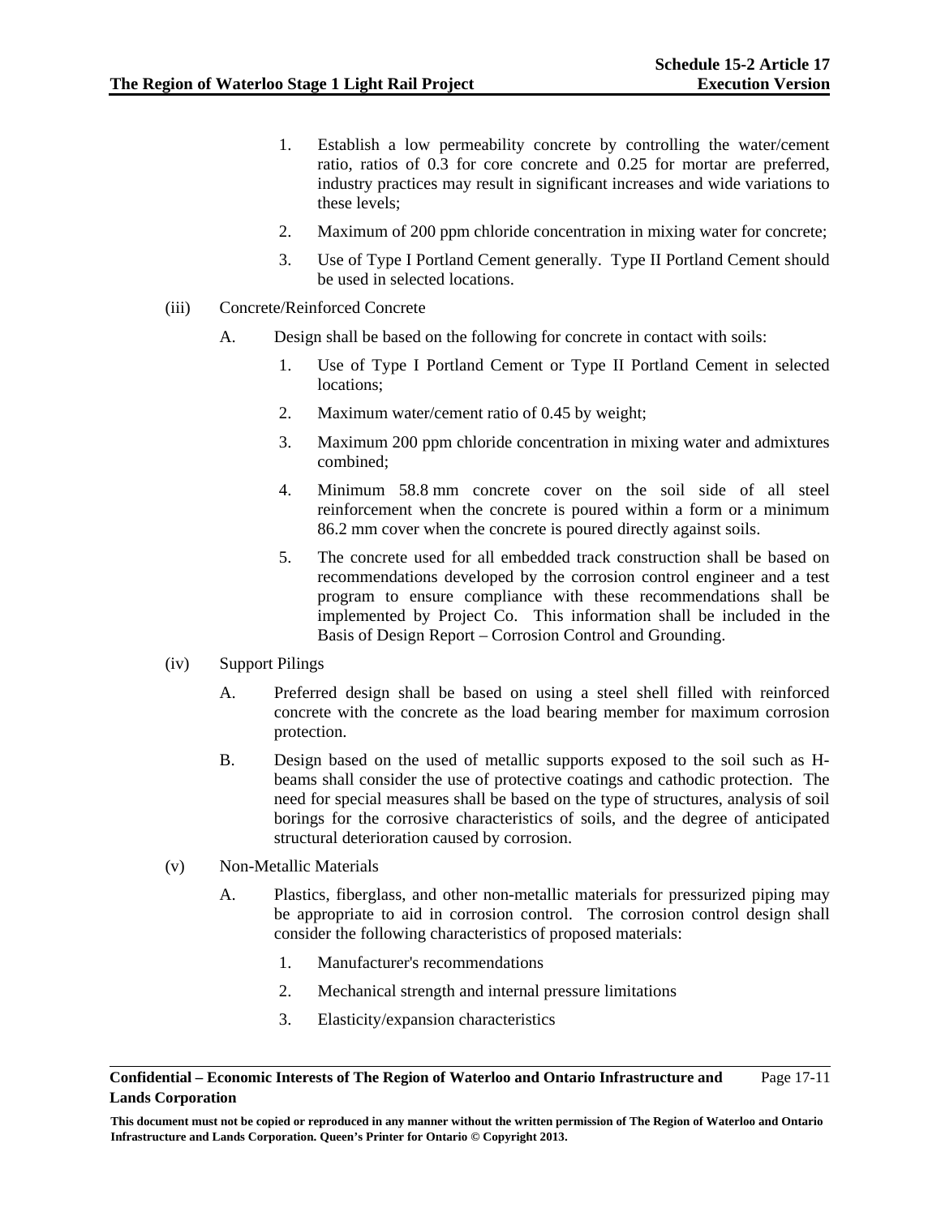1. Establish a low permeability concrete by controlling the water/cement ratio, ratios of 0.3 for core concrete and 0.25 for mortar are preferred, industry practices may result in significant increases and wide variations to these levels;

2. Maximum of 200 ppm chloride concentration in mixing water for concrete;

3. Use of Type I Portland Cement generally. Type II Portland Cement should be used in selected locations.

(iii) Concrete/Reinforced Concrete

A. Design shall be based on the following for concrete in contact with soils:

1. Use of Type I Portland Cement or Type II Portland Cement in selected locations;

2. Maximum water/cement ratio of 0.45 by weight;

3. Maximum 200 ppm chloride concentration in mixing water and admixtures combined;

4. Minimum 58.8 mm concrete cover on the soil side of all steel reinforcement when the concrete is poured within a form or a minimum 86.2 mm cover when the concrete is poured directly against soils.

5. The concrete used for all embedded track construction shall be based on recommendations developed by the corrosion control engineer and a test program to ensure compliance with these recommendations shall be implemented by Project Co. This information shall be included in the Basis of Design Report – Corrosion Control and Grounding.

(iv) Support Pilings

A. Preferred design shall be based on using a steel shell filled with reinforced concrete with the concrete as the load bearing member for maximum corrosion protection.

B. Design based on the used of metallic supports exposed to the soil such as H-beams shall consider the use of protective coatings and cathodic protection. The need for special measures shall be based on the type of structures, analysis of soil borings for the corrosive characteristics of soils, and the degree of anticipated structural deterioration caused by corrosion.

(v) Non-Metallic Materials

A. Plastics, fiberglass, and other non-metallic materials for pressurized piping may be appropriate to aid in corrosion control. The corrosion control design shall consider the following characteristics of proposed materials:

1. Manufacturer's recommendations

2. Mechanical strength and internal pressure limitations

3. Elasticity/expansion characteristics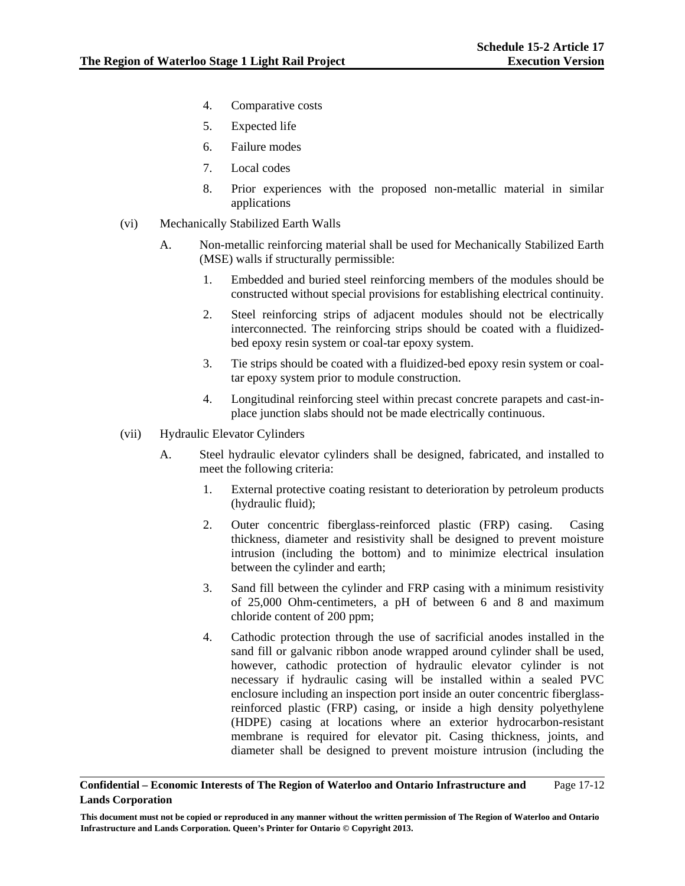4. Comparative costs
5. Expected life
6. Failure modes
7. Local codes
8. Prior experiences with the proposed non-metallic material in similar applications

(vi) Mechanically Stabilized Earth Walls

A. Non-metallic reinforcing material shall be used for Mechanically Stabilized Earth (MSE) walls if structurally permissible:

1. Embedded and buried steel reinforcing members of the modules should be constructed without special provisions for establishing electrical continuity.
2. Steel reinforcing strips of adjacent modules should not be electrically interconnected. The reinforcing strips should be coated with a fluidized-bed epoxy resin system or coal-tar epoxy system.
3. Tie strips should be coated with a fluidized-bed epoxy resin system or coal-tar epoxy system prior to module construction.
4. Longitudinal reinforcing steel within precast concrete parapets and cast-in-place junction slabs should not be made electrically continuous.

(vii) Hydraulic Elevator Cylinders

A. Steel hydraulic elevator cylinders shall be designed, fabricated, and installed to meet the following criteria:

1. External protective coating resistant to deterioration by petroleum products (hydraulic fluid);
2. Outer concentric fiberglass-reinforced plastic (FRP) casing. Casing thickness, diameter and resistivity shall be designed to prevent moisture intrusion (including the bottom) and to minimize electrical insulation between the cylinder and earth;
3. Sand fill between the cylinder and FRP casing with a minimum resistivity of 25,000 Ohm-centimeters, a pH of between 6 and 8 and maximum chloride content of 200 ppm;
4. Cathodic protection through the use of sacrificial anodes installed in the sand fill or galvanic ribbon anode wrapped around cylinder shall be used, however, cathodic protection of hydraulic elevator cylinder is not necessary if hydraulic casing will be installed within a sealed PVC enclosure including an inspection port inside an outer concentric fiberglass-reinforced plastic (FRP) casing, or inside a high density polyethylene (HDPE) casing at locations where an exterior hydrocarbon-resistant membrane is required for elevator pit. Casing thickness, joints, and diameter shall be designed to prevent moisture intrusion (including the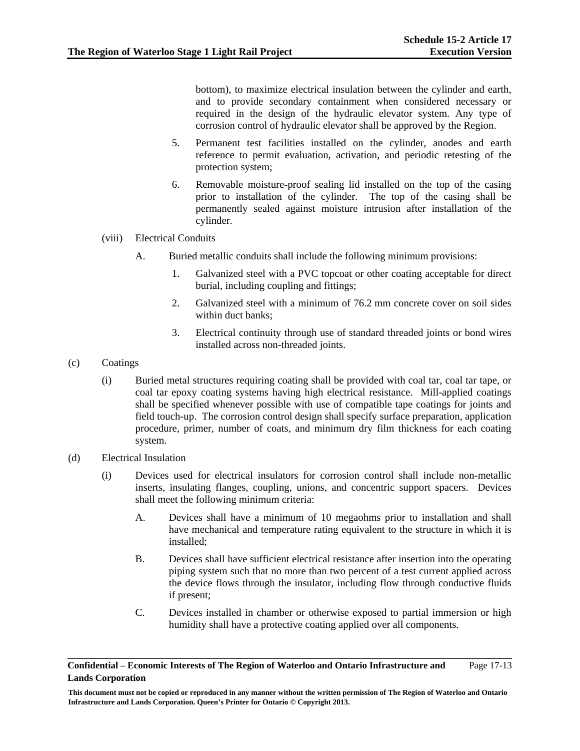bottom), to maximize electrical insulation between the cylinder and earth, and to provide secondary containment when considered necessary or required in the design of the hydraulic elevator system. Any type of corrosion control of hydraulic elevator shall be approved by the Region.

5. Permanent test facilities installed on the cylinder, anodes and earth reference to permit evaluation, activation, and periodic retesting of the protection system;

6. Removable moisture-proof sealing lid installed on the top of the casing prior to installation of the cylinder. The top of the casing shall be permanently sealed against moisture intrusion after installation of the cylinder.

(viii) Electrical Conduits

A. Buried metallic conduits shall include the following minimum provisions:

1. Galvanized steel with a PVC topcoat or other coating acceptable for direct burial, including coupling and fittings;

2. Galvanized steel with a minimum of 76.2 mm concrete cover on soil sides within duct banks;

3. Electrical continuity through use of standard threaded joints or bond wires installed across non-threaded joints.

(c) Coatings

(i) Buried metal structures requiring coating shall be provided with coal tar, coal tar tape, or coal tar epoxy coating systems having high electrical resistance. Mill-applied coatings shall be specified whenever possible with use of compatible tape coatings for joints and field touch-up. The corrosion control design shall specify surface preparation, application procedure, primer, number of coats, and minimum dry film thickness for each coating system.

(d) Electrical Insulation

(i) Devices used for electrical insulators for corrosion control shall include non-metallic inserts, insulating flanges, coupling, unions, and concentric support spacers. Devices shall meet the following minimum criteria:

A. Devices shall have a minimum of 10 megaohms prior to installation and shall have mechanical and temperature rating equivalent to the structure in which it is installed;

B. Devices shall have sufficient electrical resistance after insertion into the operating piping system such that no more than two percent of a test current applied across the device flows through the insulator, including flow through conductive fluids if present;

C. Devices installed in chamber or otherwise exposed to partial immersion or high humidity shall have a protective coating applied over all components.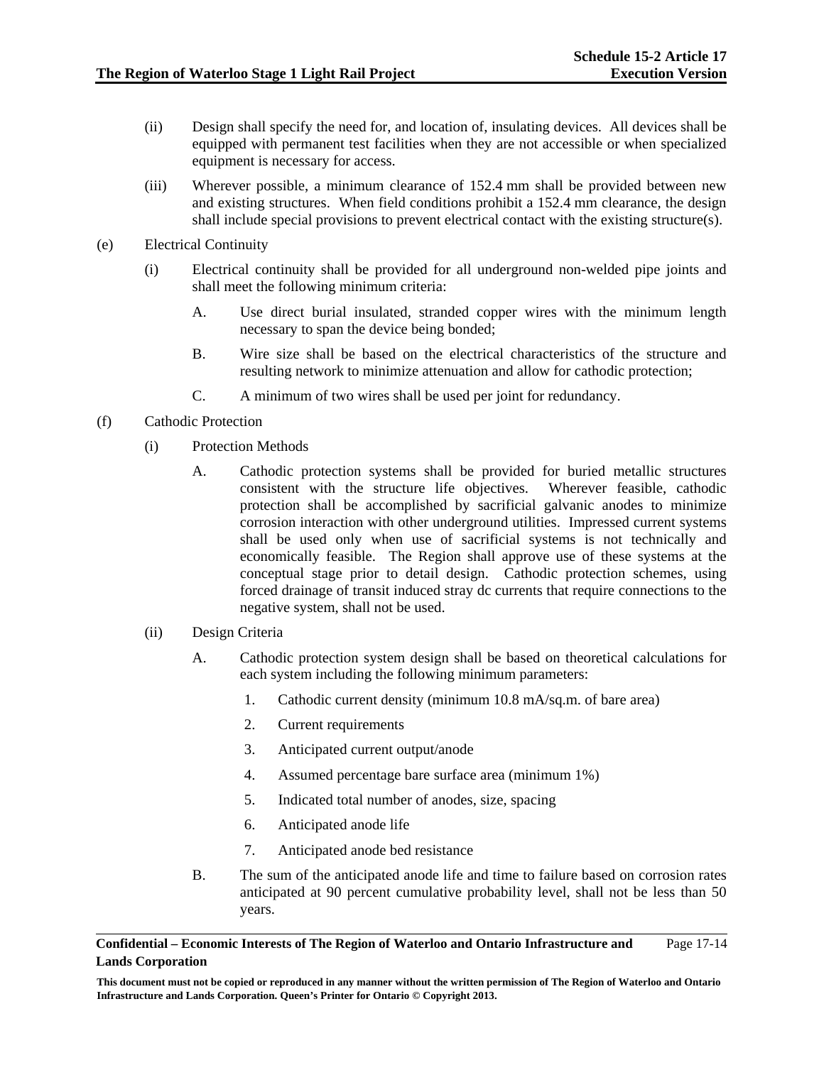(ii) Design shall specify the need for, and location of, insulating devices. All devices shall be equipped with permanent test facilities when they are not accessible or when specialized equipment is necessary for access.

(iii) Wherever possible, a minimum clearance of 152.4 mm shall be provided between new and existing structures. When field conditions prohibit a 152.4 mm clearance, the design shall include special provisions to prevent electrical contact with the existing structure(s).

(e) Electrical Continuity

(i) Electrical continuity shall be provided for all underground non-welded pipe joints and shall meet the following minimum criteria:

A. Use direct burial insulated, stranded copper wires with the minimum length necessary to span the device being bonded;

B. Wire size shall be based on the electrical characteristics of the structure and resulting network to minimize attenuation and allow for cathodic protection;

C. A minimum of two wires shall be used per joint for redundancy.

(f) Cathodic Protection

(i) Protection Methods

A. Cathodic protection systems shall be provided for buried metallic structures consistent with the structure life objectives. Wherever feasible, cathodic protection shall be accomplished by sacrificial galvanic anodes to minimize corrosion interaction with other underground utilities. Impressed current systems shall be used only when use of sacrificial systems is not technically and economically feasible. The Region shall approve use of these systems at the conceptual stage prior to detail design. Cathodic protection schemes, using forced drainage of transit induced stray dc currents that require connections to the negative system, shall not be used.

(ii) Design Criteria

A. Cathodic protection system design shall be based on theoretical calculations for each system including the following minimum parameters:

1. Cathodic current density (minimum 10.8 mA/sq.m. of bare area)
2. Current requirements
3. Anticipated current output/anode
4. Assumed percentage bare surface area (minimum 1%)
5. Indicated total number of anodes, size, spacing
6. Anticipated anode life
7. Anticipated anode bed resistance

B. The sum of the anticipated anode life and time to failure based on corrosion rates anticipated at 90 percent cumulative probability level, shall not be less than 50 years.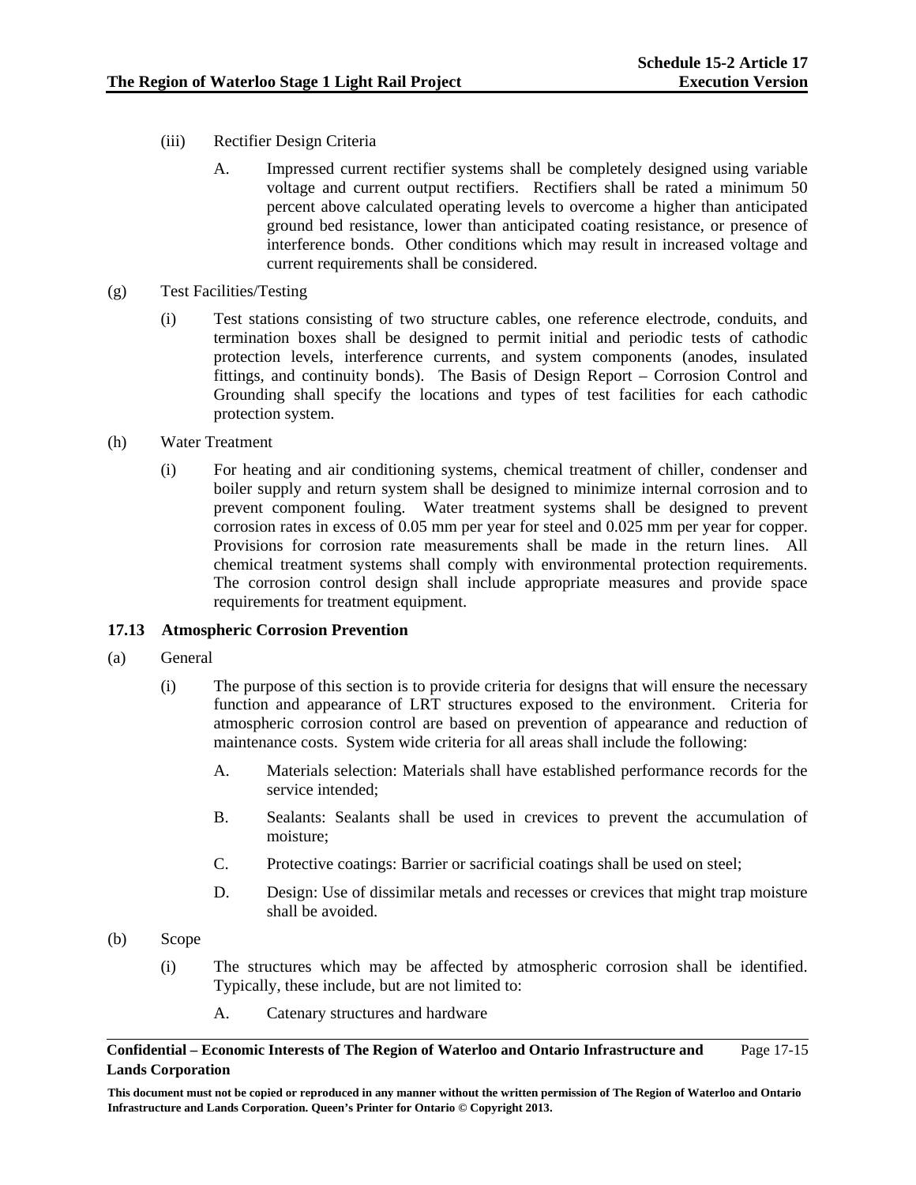(iii) Rectifier Design Criteria

A. Impressed current rectifier systems shall be completely designed using variable voltage and current output rectifiers. Rectifiers shall be rated a minimum 50 percent above calculated operating levels to overcome a higher than anticipated ground bed resistance, lower than anticipated coating resistance, or presence of interference bonds. Other conditions which may result in increased voltage and current requirements shall be considered.

(g) Test Facilities/Testing

(i) Test stations consisting of two structure cables, one reference electrode, conduits, and termination boxes shall be designed to permit initial and periodic tests of cathodic protection levels, interference currents, and system components (anodes, insulated fittings, and continuity bonds). The Basis of Design Report – Corrosion Control and Grounding shall specify the locations and types of test facilities for each cathodic protection system.

(h) Water Treatment

(i) For heating and air conditioning systems, chemical treatment of chiller, condenser and boiler supply and return system shall be designed to minimize internal corrosion and to prevent component fouling. Water treatment systems shall be designed to prevent corrosion rates in excess of 0.05 mm per year for steel and 0.025 mm per year for copper. Provisions for corrosion rate measurements shall be made in the return lines. All chemical treatment systems shall comply with environmental protection requirements. The corrosion control design shall include appropriate measures and provide space requirements for treatment equipment.

### 17.13 Atmospheric Corrosion Prevention

(a) General

(i) The purpose of this section is to provide criteria for designs that will ensure the necessary function and appearance of LRT structures exposed to the environment. Criteria for atmospheric corrosion control are based on prevention of appearance and reduction of maintenance costs. System wide criteria for all areas shall include the following:

A. Materials selection: Materials shall have established performance records for the service intended;

B. Sealants: Sealants shall be used in crevices to prevent the accumulation of moisture;

C. Protective coatings: Barrier or sacrificial coatings shall be used on steel;

D. Design: Use of dissimilar metals and recesses or crevices that might trap moisture shall be avoided.

(b) Scope

(i) The structures which may be affected by atmospheric corrosion shall be identified. Typically, these include, but are not limited to:

A. Catenary structures and hardware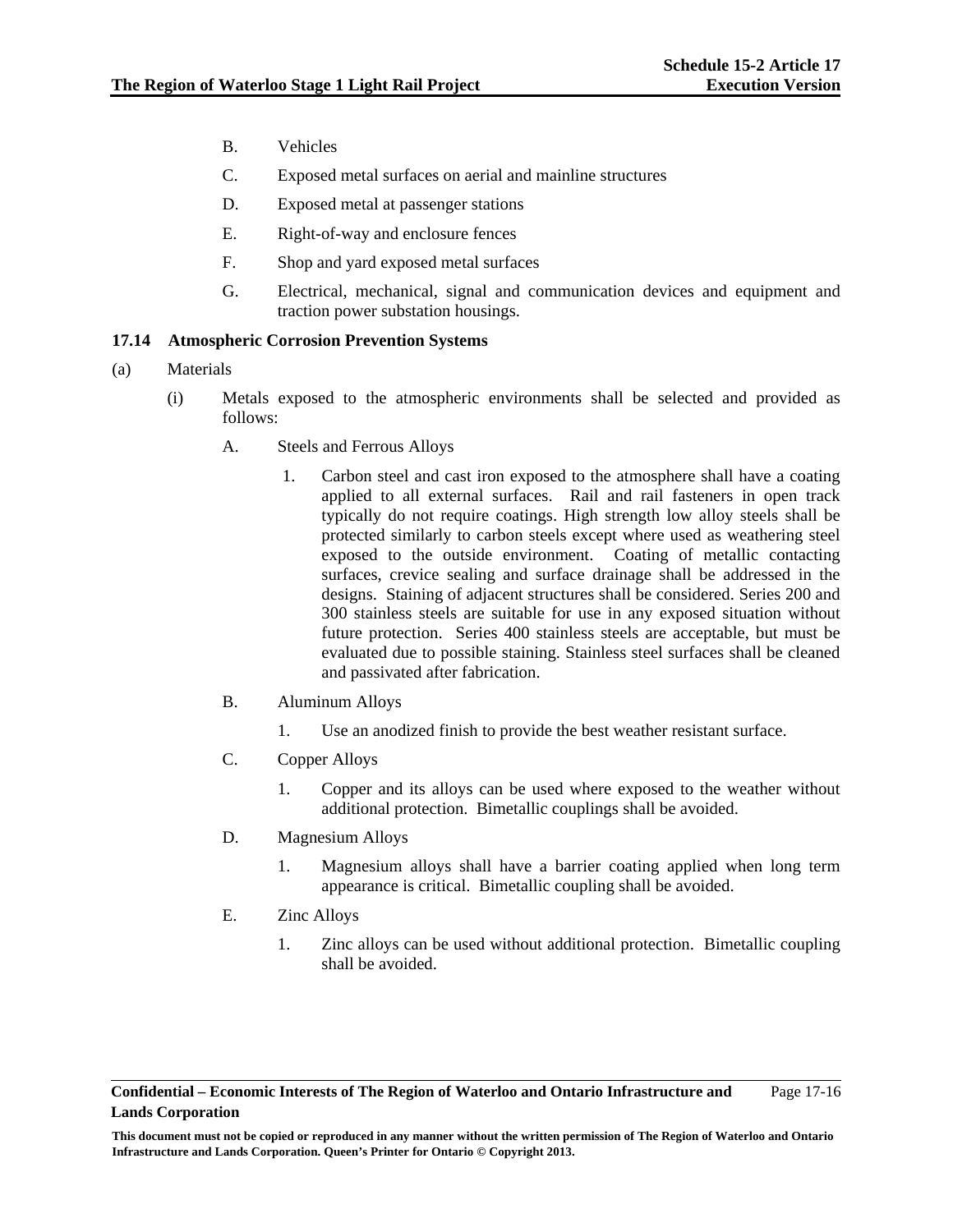B. Vehicles

C. Exposed metal surfaces on aerial and mainline structures

D. Exposed metal at passenger stations

E. Right-of-way and enclosure fences

F. Shop and yard exposed metal surfaces

G. Electrical, mechanical, signal and communication devices and equipment and traction power substation housings.

### 17.14 Atmospheric Corrosion Prevention Systems

(a) Materials

(i) Metals exposed to the atmospheric environments shall be selected and provided as follows:

A. Steels and Ferrous Alloys

1. Carbon steel and cast iron exposed to the atmosphere shall have a coating applied to all external surfaces. Rail and rail fasteners in open track typically do not require coatings. High strength low alloy steels shall be protected similarly to carbon steels except where used as weathering steel exposed to the outside environment. Coating of metallic contacting surfaces, crevice sealing and surface drainage shall be addressed in the designs. Staining of adjacent structures shall be considered. Series 200 and 300 stainless steels are suitable for use in any exposed situation without future protection. Series 400 stainless steels are acceptable, but must be evaluated due to possible staining. Stainless steel surfaces shall be cleaned and passivated after fabrication.

B. Aluminum Alloys

1. Use an anodized finish to provide the best weather resistant surface.

C. Copper Alloys

1. Copper and its alloys can be used where exposed to the weather without additional protection. Bimetallic couplings shall be avoided.

D. Magnesium Alloys

1. Magnesium alloys shall have a barrier coating applied when long term appearance is critical. Bimetallic coupling shall be avoided.

E. Zinc Alloys

1. Zinc alloys can be used without additional protection. Bimetallic coupling shall be avoided.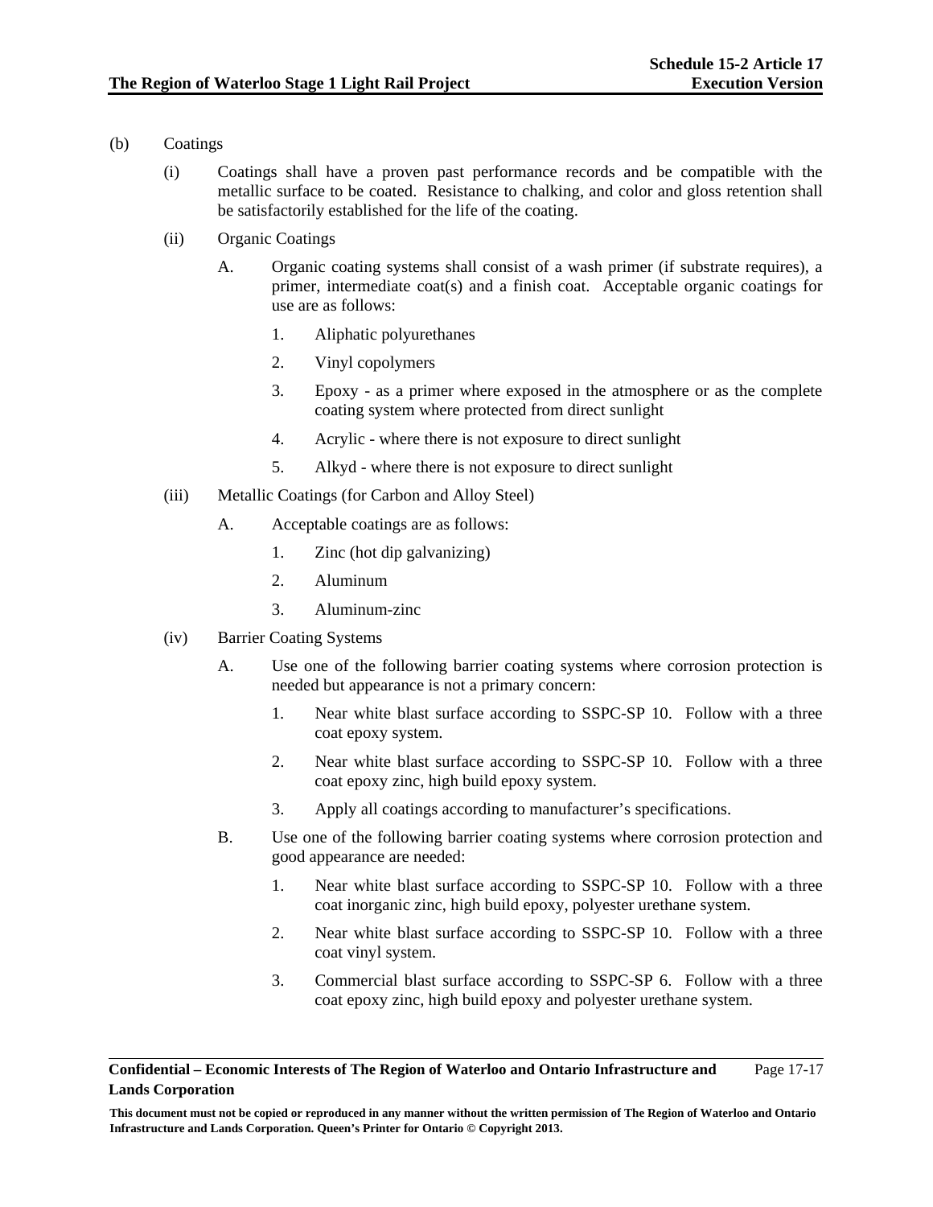(b) Coatings

(i) Coatings shall have a proven past performance records and be compatible with the metallic surface to be coated. Resistance to chalking, and color and gloss retention shall be satisfactorily established for the life of the coating.

(ii) Organic Coatings

A. Organic coating systems shall consist of a wash primer (if substrate requires), a primer, intermediate coat(s) and a finish coat. Acceptable organic coatings for use are as follows:

1. Aliphatic polyurethanes
2. Vinyl copolymers
3. Epoxy - as a primer where exposed in the atmosphere or as the complete coating system where protected from direct sunlight
4. Acrylic - where there is not exposure to direct sunlight
5. Alkyd - where there is not exposure to direct sunlight

(iii) Metallic Coatings (for Carbon and Alloy Steel)

A. Acceptable coatings are as follows:

1. Zinc (hot dip galvanizing)
2. Aluminum
3. Aluminum-zinc

(iv) Barrier Coating Systems

A. Use one of the following barrier coating systems where corrosion protection is needed but appearance is not a primary concern:

1. Near white blast surface according to SSPC-SP 10. Follow with a three coat epoxy system.
2. Near white blast surface according to SSPC-SP 10. Follow with a three coat epoxy zinc, high build epoxy system.
3. Apply all coatings according to manufacturer's specifications.

B. Use one of the following barrier coating systems where corrosion protection and good appearance are needed:

1. Near white blast surface according to SSPC-SP 10. Follow with a three coat inorganic zinc, high build epoxy, polyester urethane system.
2. Near white blast surface according to SSPC-SP 10. Follow with a three coat vinyl system.
3. Commercial blast surface according to SSPC-SP 6. Follow with a three coat epoxy zinc, high build epoxy and polyester urethane system.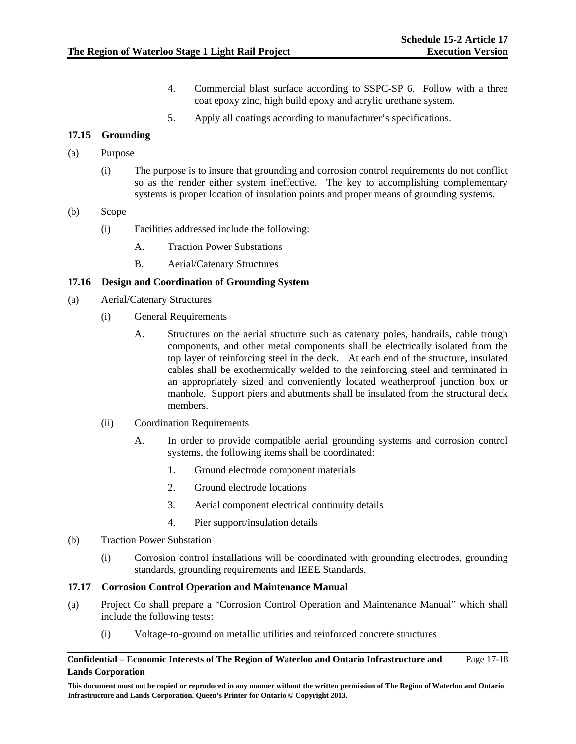4. Commercial blast surface according to SSPC-SP 6. Follow with a three coat epoxy zinc, high build epoxy and acrylic urethane system.

5. Apply all coatings according to manufacturer's specifications.

### 17.15 Grounding

(a) Purpose

(i) The purpose is to insure that grounding and corrosion control requirements do not conflict so as the render either system ineffective. The key to accomplishing complementary systems is proper location of insulation points and proper means of grounding systems.

(b) Scope

(i) Facilities addressed include the following:

A. Traction Power Substations

B. Aerial/Catenary Structures

### 17.16 Design and Coordination of Grounding System

(a) Aerial/Catenary Structures

(i) General Requirements

A. Structures on the aerial structure such as catenary poles, handrails, cable trough components, and other metal components shall be electrically isolated from the top layer of reinforcing steel in the deck. At each end of the structure, insulated cables shall be exothermically welded to the reinforcing steel and terminated in an appropriately sized and conveniently located weatherproof junction box or manhole. Support piers and abutments shall be insulated from the structural deck members.

(ii) Coordination Requirements

A. In order to provide compatible aerial grounding systems and corrosion control systems, the following items shall be coordinated:

1. Ground electrode component materials

2. Ground electrode locations

3. Aerial component electrical continuity details

4. Pier support/insulation details

(b) Traction Power Substation

(i) Corrosion control installations will be coordinated with grounding electrodes, grounding standards, grounding requirements and IEEE Standards.

### 17.17 Corrosion Control Operation and Maintenance Manual

(a) Project Co shall prepare a "Corrosion Control Operation and Maintenance Manual" which shall include the following tests:

(i) Voltage-to-ground on metallic utilities and reinforced concrete structures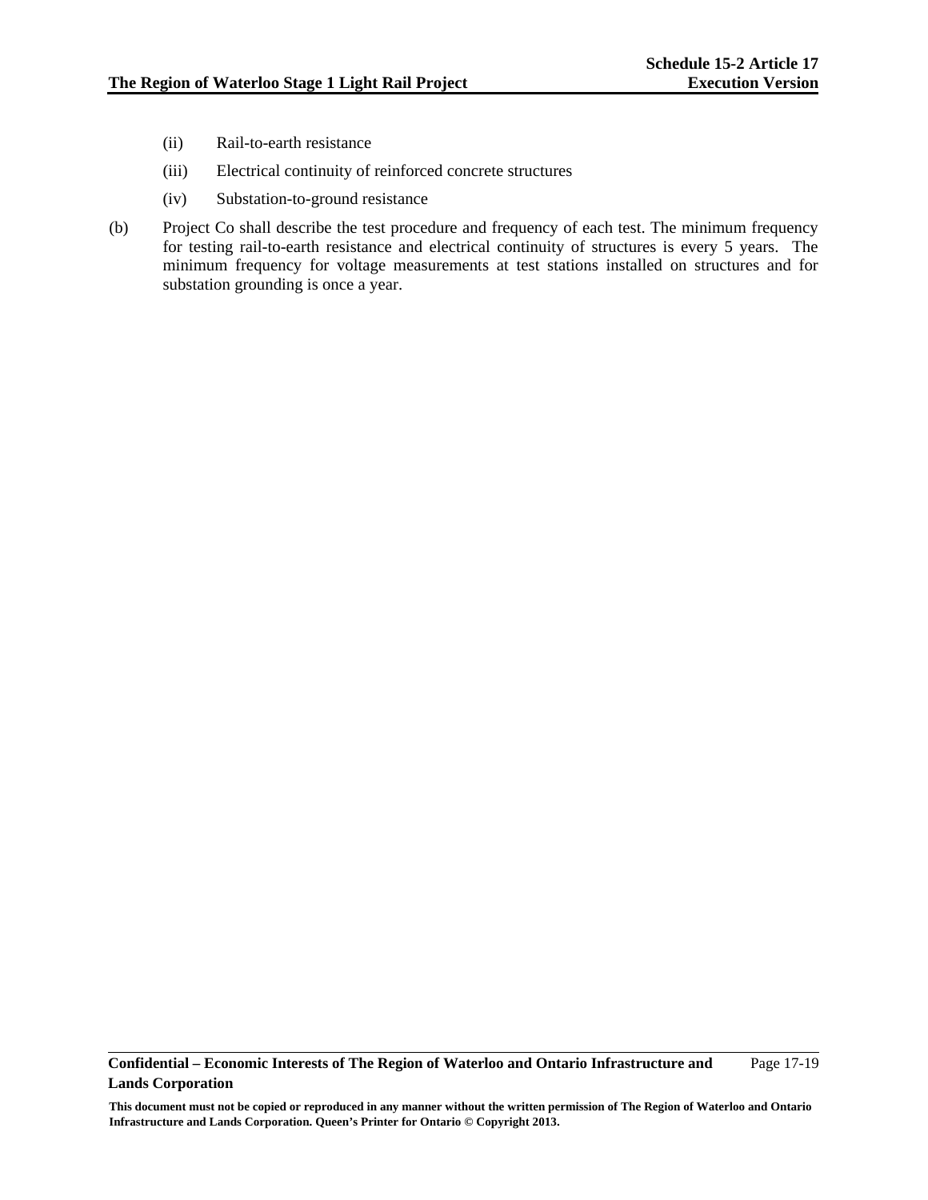(ii) Rail-to-earth resistance

(iii) Electrical continuity of reinforced concrete structures

(iv) Substation-to-ground resistance

(b) Project Co shall describe the test procedure and frequency of each test. The minimum frequency for testing rail-to-earth resistance and electrical continuity of structures is every 5 years. The minimum frequency for voltage measurements at test stations installed on structures and for substation grounding is once a year.